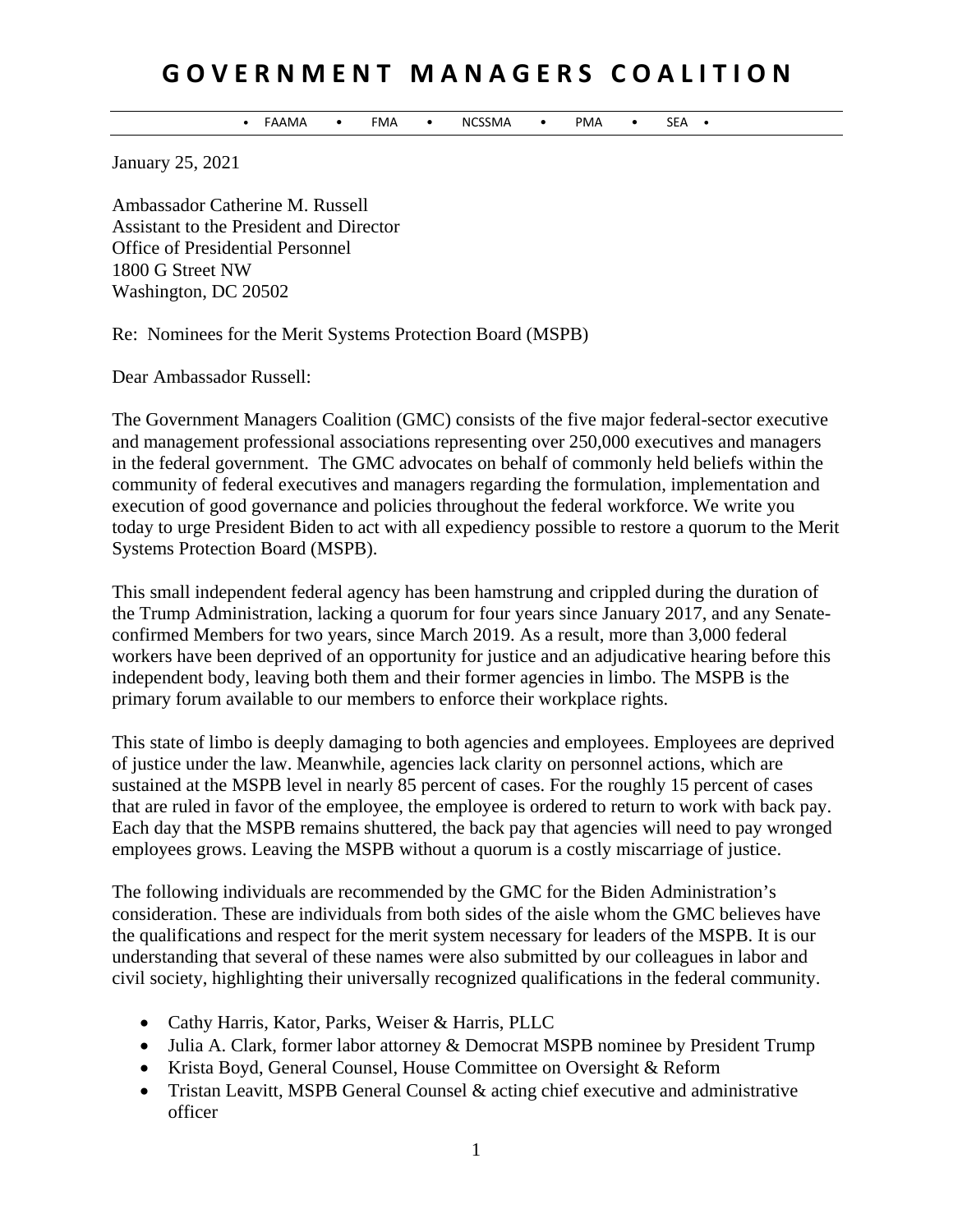# GOVERNMENT MANAGERS COALITION

• FAAMA • FMA • NCSSMA • PMA • SEA •

January 25, 2021

Ambassador Catherine M. Russell
Assistant to the President and Director
Office of Presidential Personnel
1800 G Street NW
Washington, DC 20502

Re: Nominees for the Merit Systems Protection Board (MSPB)

Dear Ambassador Russell:

The Government Managers Coalition (GMC) consists of the five major federal-sector executive and management professional associations representing over 250,000 executives and managers in the federal government. The GMC advocates on behalf of commonly held beliefs within the community of federal executives and managers regarding the formulation, implementation and execution of good governance and policies throughout the federal workforce. We write you today to urge President Biden to act with all expediency possible to restore a quorum to the Merit Systems Protection Board (MSPB).

This small independent federal agency has been hamstrung and crippled during the duration of the Trump Administration, lacking a quorum for four years since January 2017, and any Senate-confirmed Members for two years, since March 2019. As a result, more than 3,000 federal workers have been deprived of an opportunity for justice and an adjudicative hearing before this independent body, leaving both them and their former agencies in limbo. The MSPB is the primary forum available to our members to enforce their workplace rights.

This state of limbo is deeply damaging to both agencies and employees. Employees are deprived of justice under the law. Meanwhile, agencies lack clarity on personnel actions, which are sustained at the MSPB level in nearly 85 percent of cases. For the roughly 15 percent of cases that are ruled in favor of the employee, the employee is ordered to return to work with back pay. Each day that the MSPB remains shuttered, the back pay that agencies will need to pay wronged employees grows. Leaving the MSPB without a quorum is a costly miscarriage of justice.

The following individuals are recommended by the GMC for the Biden Administration's consideration. These are individuals from both sides of the aisle whom the GMC believes have the qualifications and respect for the merit system necessary for leaders of the MSPB. It is our understanding that several of these names were also submitted by our colleagues in labor and civil society, highlighting their universally recognized qualifications in the federal community.

- Cathy Harris, Kator, Parks, Weiser & Harris, PLLC
- Julia A. Clark, former labor attorney & Democrat MSPB nominee by President Trump
- Krista Boyd, General Counsel, House Committee on Oversight & Reform
- Tristan Leavitt, MSPB General Counsel & acting chief executive and administrative officer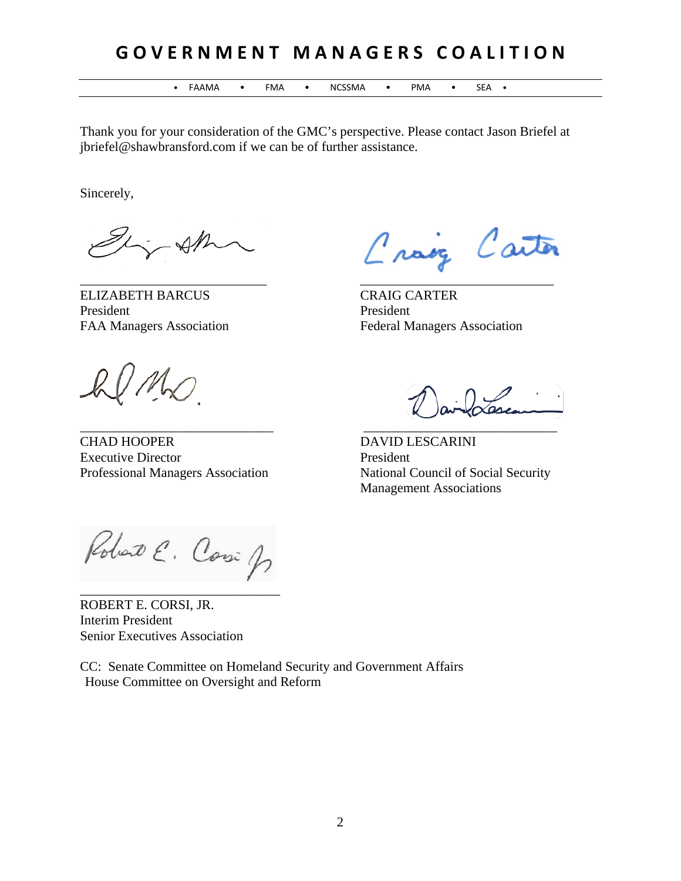# GOVERNMENT MANAGERS COALITION

• FAAMA • FMA • NCSSMA • PMA • SEA •

Thank you for your consideration of the GMC's perspective. Please contact Jason Briefel at jbriefel@shawbransford.com if we can be of further assistance.

Sincerely,

ELIZABETH BARCUS
President
FAA Managers Association

CRAIG CARTER
President
Federal Managers Association

CHAD HOOPER
Executive Director
Professional Managers Association

DAVID LESCARINI
President
National Council of Social Security Management Associations

ROBERT E. CORSI, JR.
Interim President
Senior Executives Association

CC: Senate Committee on Homeland Security and Government Affairs
House Committee on Oversight and Reform